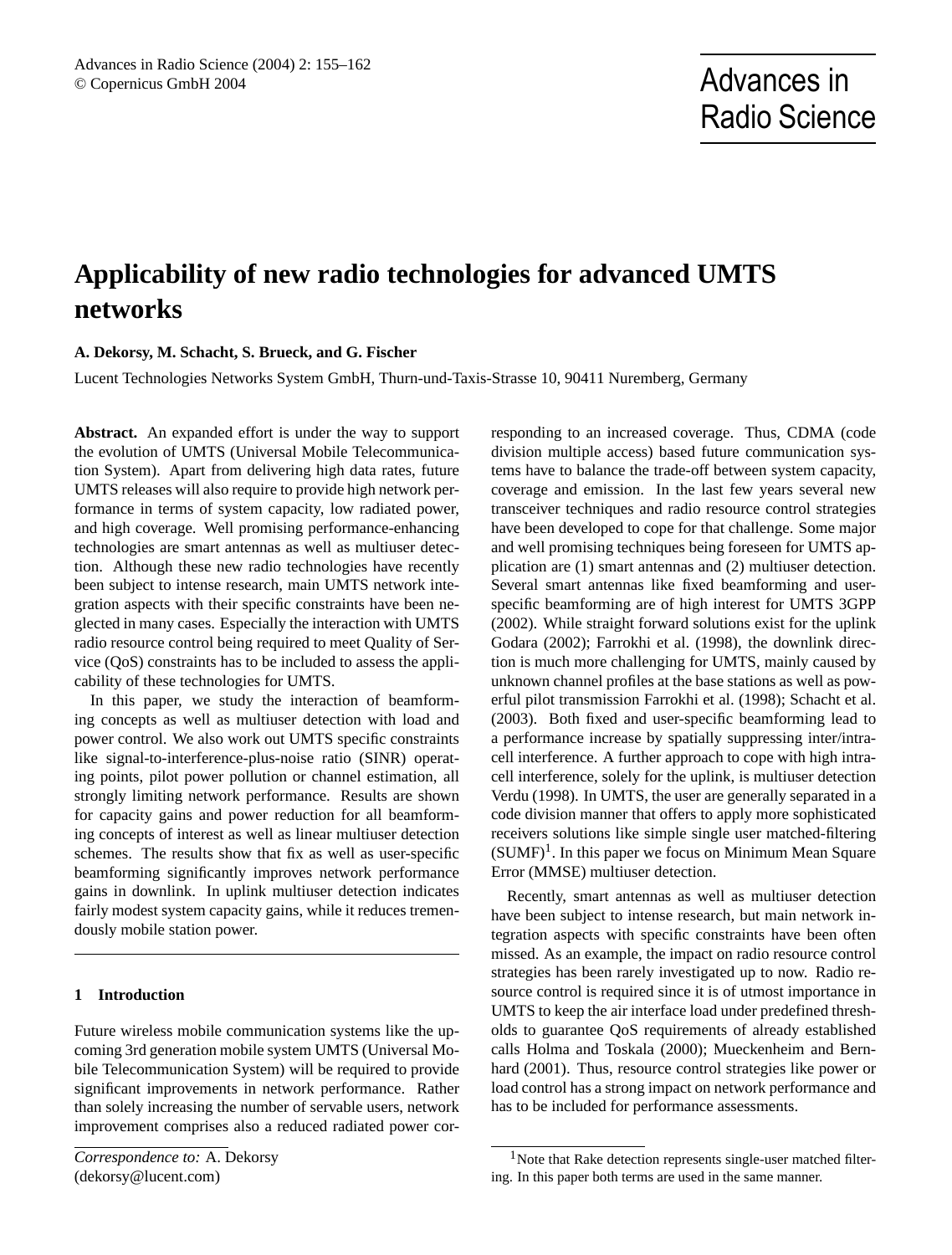# Applicability of new radio technologies for advanced UMTS networks

**A. Dekorsy, M. Schacht, S. Brueck, and G. Fischer**

Lucent Technologies Networks System GmbH, Thurn-und-Taxis-Strasse 10, 90411 Nuremberg, Germany

**Abstract.** An expanded effort is under the way to support the evolution of UMTS (Universal Mobile Telecommunication System). Apart from delivering high data rates, future UMTS releases will also require to provide high network performance in terms of system capacity, low radiated power, and high coverage. Well promising performance-enhancing technologies are smart antennas as well as multiuser detection. Although these new radio technologies have recently been subject to intense research, main UMTS network integration aspects with their specific constraints have been neglected in many cases. Especially the interaction with UMTS radio resource control being required to meet Quality of Service (QoS) constraints has to be included to assess the applicability of these technologies for UMTS.

In this paper, we study the interaction of beamforming concepts as well as multiuser detection with load and power control. We also work out UMTS specific constraints like signal-to-interference-plus-noise ratio (SINR) operating points, pilot power pollution or channel estimation, all strongly limiting network performance. Results are shown for capacity gains and power reduction for all beamforming concepts of interest as well as linear multiuser detection schemes. The results show that fix as well as user-specific beamforming significantly improves network performance gains in downlink. In uplink multiuser detection indicates fairly modest system capacity gains, while it reduces tremendously mobile station power.

## 1 Introduction

Future wireless mobile communication systems like the upcoming 3rd generation mobile system UMTS (Universal Mobile Telecommunication System) will be required to provide significant improvements in network performance. Rather than solely increasing the number of servable users, network improvement comprises also a reduced radiated power corresponding to an increased coverage. Thus, CDMA (code division multiple access) based future communication systems have to balance the trade-off between system capacity, coverage and emission. In the last few years several new transceiver techniques and radio resource control strategies have been developed to cope for that challenge. Some major and well promising techniques being foreseen for UMTS application are (1) smart antennas and (2) multiuser detection. Several smart antennas like fixed beamforming and user-specific beamforming are of high interest for UMTS 3GPP (2002). While straight forward solutions exist for the uplink Godara (2002); Farrokhi et al. (1998), the downlink direction is much more challenging for UMTS, mainly caused by unknown channel profiles at the base stations as well as powerful pilot transmission Farrokhi et al. (1998); Schacht et al. (2003). Both fixed and user-specific beamforming lead to a performance increase by spatially suppressing inter/intra-cell interference. A further approach to cope with high intra-cell interference, solely for the uplink, is multiuser detection Verdu (1998). In UMTS, the user are generally separated in a code division manner that offers to apply more sophisticated receivers solutions like simple single user matched-filtering (SUMF)[1]. In this paper we focus on Minimum Mean Square Error (MMSE) multiuser detection.

Recently, smart antennas as well as multiuser detection have been subject to intense research, but main network integration aspects with specific constraints have been often missed. As an example, the impact on radio resource control strategies has been rarely investigated up to now. Radio resource control is required since it is of utmost importance in UMTS to keep the air interface load under predefined thresholds to guarantee QoS requirements of already established calls Holma and Toskala (2000); Mueckenheim and Bernhard (2001). Thus, resource control strategies like power or load control has a strong impact on network performance and has to be included for performance assessments.

*Correspondence to:* A. Dekorsy (dekorsy@lucent.com)

[1] Note that Rake detection represents single-user matched filtering. In this paper both terms are used in the same manner.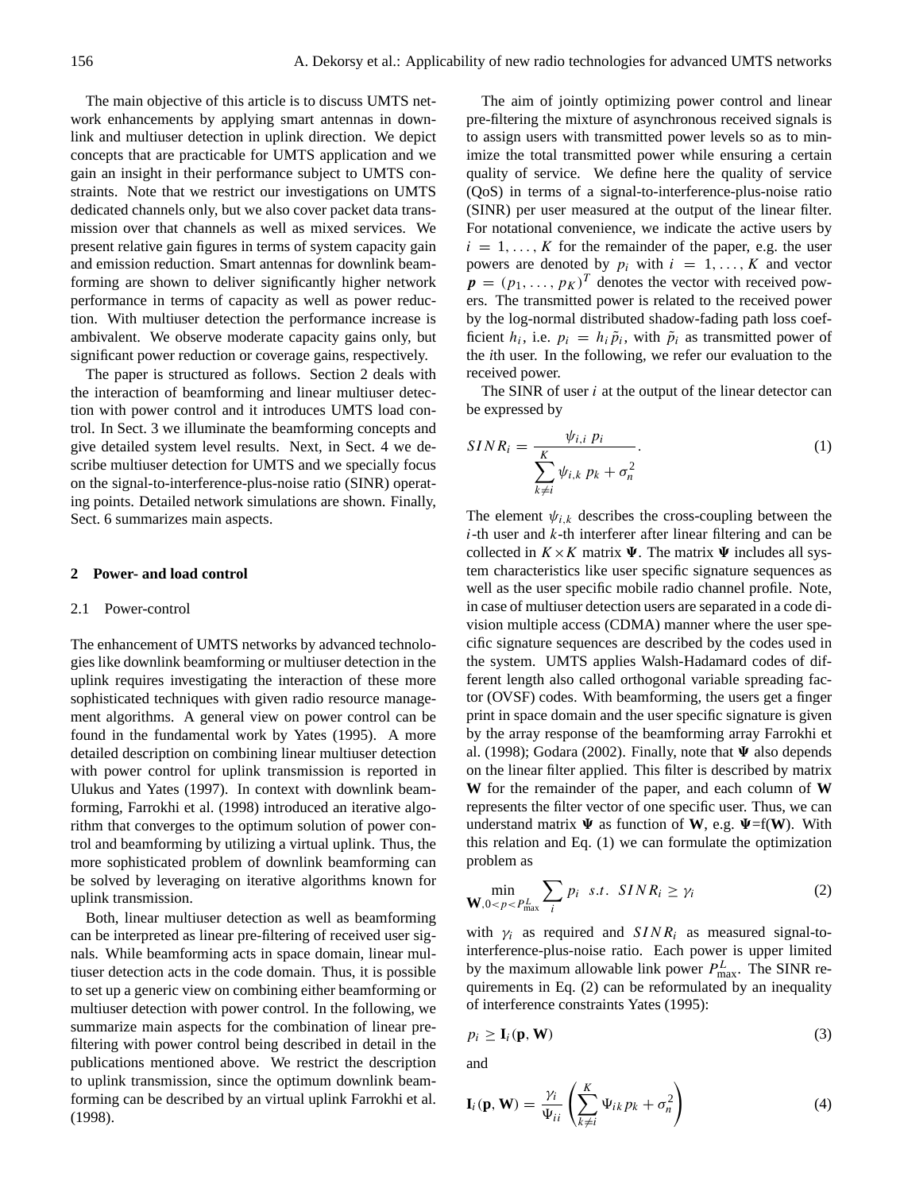The main objective of this article is to discuss UMTS network enhancements by applying smart antennas in downlink and multiuser detection in uplink direction. We depict concepts that are practicable for UMTS application and we gain an insight in their performance subject to UMTS constraints. Note that we restrict our investigations on UMTS dedicated channels only, but we also cover packet data transmission over that channels as well as mixed services. We present relative gain figures in terms of system capacity gain and emission reduction. Smart antennas for downlink beamforming are shown to deliver significantly higher network performance in terms of capacity as well as power reduction. With multiuser detection the performance increase is ambivalent. We observe moderate capacity gains only, but significant power reduction or coverage gains, respectively.

The paper is structured as follows. Section 2 deals with the interaction of beamforming and linear multiuser detection with power control and it introduces UMTS load control. In Sect. 3 we illuminate the beamforming concepts and give detailed system level results. Next, in Sect. 4 we describe multiuser detection for UMTS and we specially focus on the signal-to-interference-plus-noise ratio (SINR) operating points. Detailed network simulations are shown. Finally, Sect. 6 summarizes main aspects.

## 2 Power- and load control

### 2.1 Power-control

The enhancement of UMTS networks by advanced technologies like downlink beamforming or multiuser detection in the uplink requires investigating the interaction of these more sophisticated techniques with given radio resource management algorithms. A general view on power control can be found in the fundamental work by Yates (1995). A more detailed description on combining linear multiuser detection with power control for uplink transmission is reported in Ulukus and Yates (1997). In context with downlink beamforming, Farrokhi et al. (1998) introduced an iterative algorithm that converges to the optimum solution of power control and beamforming by utilizing a virtual uplink. Thus, the more sophisticated problem of downlink beamforming can be solved by leveraging on iterative algorithms known for uplink transmission.

Both, linear multiuser detection as well as beamforming can be interpreted as linear pre-filtering of received user signals. While beamforming acts in space domain, linear multiuser detection acts in the code domain. Thus, it is possible to set up a generic view on combining either beamforming or multiuser detection with power control. In the following, we summarize main aspects for the combination of linear pre-filtering with power control being described in detail in the publications mentioned above. We restrict the description to uplink transmission, since the optimum downlink beamforming can be described by an virtual uplink Farrokhi et al. (1998).

The aim of jointly optimizing power control and linear pre-filtering the mixture of asynchronous received signals is to assign users with transmitted power levels so as to minimize the total transmitted power while ensuring a certain quality of service. We define here the quality of service (QoS) in terms of a signal-to-interference-plus-noise ratio (SINR) per user measured at the output of the linear filter. For notational convenience, we indicate the active users by $i = 1, \ldots, K$ for the remainder of the paper, e.g. the user powers are denoted by $p_i$ with $i = 1, \ldots, K$ and vector $\boldsymbol{p} = (p_1, \ldots, p_K)^T$ denotes the vector with received powers. The transmitted power is related to the received power by the log-normal distributed shadow-fading path loss coefficient $h_i$, i.e. $p_i = h_i \tilde{p}_i$, with $\tilde{p}_i$ as transmitted power of the $i$th user. In the following, we refer our evaluation to the received power.

The SINR of user $i$ at the output of the linear detector can be expressed by

$$SINR_i = \frac{\psi_{i,i}\, p_i}{\sum_{k \neq i}^{K} \psi_{i,k}\, p_k + \sigma_n^2}. \tag{1}$$

The element $\psi_{i,k}$ describes the cross-coupling between the $i$-th user and $k$-th interferer after linear filtering and can be collected in $K \times K$ matrix $\mathbf{\Psi}$. The matrix $\mathbf{\Psi}$ includes all system characteristics like user specific signature sequences as well as the user specific mobile radio channel profile. Note, in case of multiuser detection users are separated in a code division multiple access (CDMA) manner where the user specific signature sequences are described by the codes used in the system. UMTS applies Walsh-Hadamard codes of different length also called orthogonal variable spreading factor (OVSF) codes. With beamforming, the users get a finger print in space domain and the user specific signature is given by the array response of the beamforming array Farrokhi et al. (1998); Godara (2002). Finally, note that $\mathbf{\Psi}$ also depends on the linear filter applied. This filter is described by matrix $\mathbf{W}$ for the remainder of the paper, and each column of $\mathbf{W}$ represents the filter vector of one specific user. Thus, we can understand matrix $\mathbf{\Psi}$ as function of $\mathbf{W}$, e.g. $\mathbf{\Psi}$=f($\mathbf{W}$). With this relation and Eq. (1) we can formulate the optimization problem as

$$\min_{\mathbf{W}, 0<p<P_{\max}^L} \sum_i p_i \quad s.t. \;\; SINR_i \geq \gamma_i \tag{2}$$

with $\gamma_i$ as required and $SINR_i$ as measured signal-to-interference-plus-noise ratio. Each power is upper limited by the maximum allowable link power $P_{\max}^L$. The SINR requirements in Eq. (2) can be reformulated by an inequality of interference constraints Yates (1995):

$$p_i \geq \mathbf{I}_i(\mathbf{p}, \mathbf{W}) \tag{3}$$

and

$$\mathbf{I}_i(\mathbf{p}, \mathbf{W}) = \frac{\gamma_i}{\Psi_{ii}} \left( \sum_{k \neq i}^{K} \Psi_{ik}\, p_k + \sigma_n^2 \right) \tag{4}$$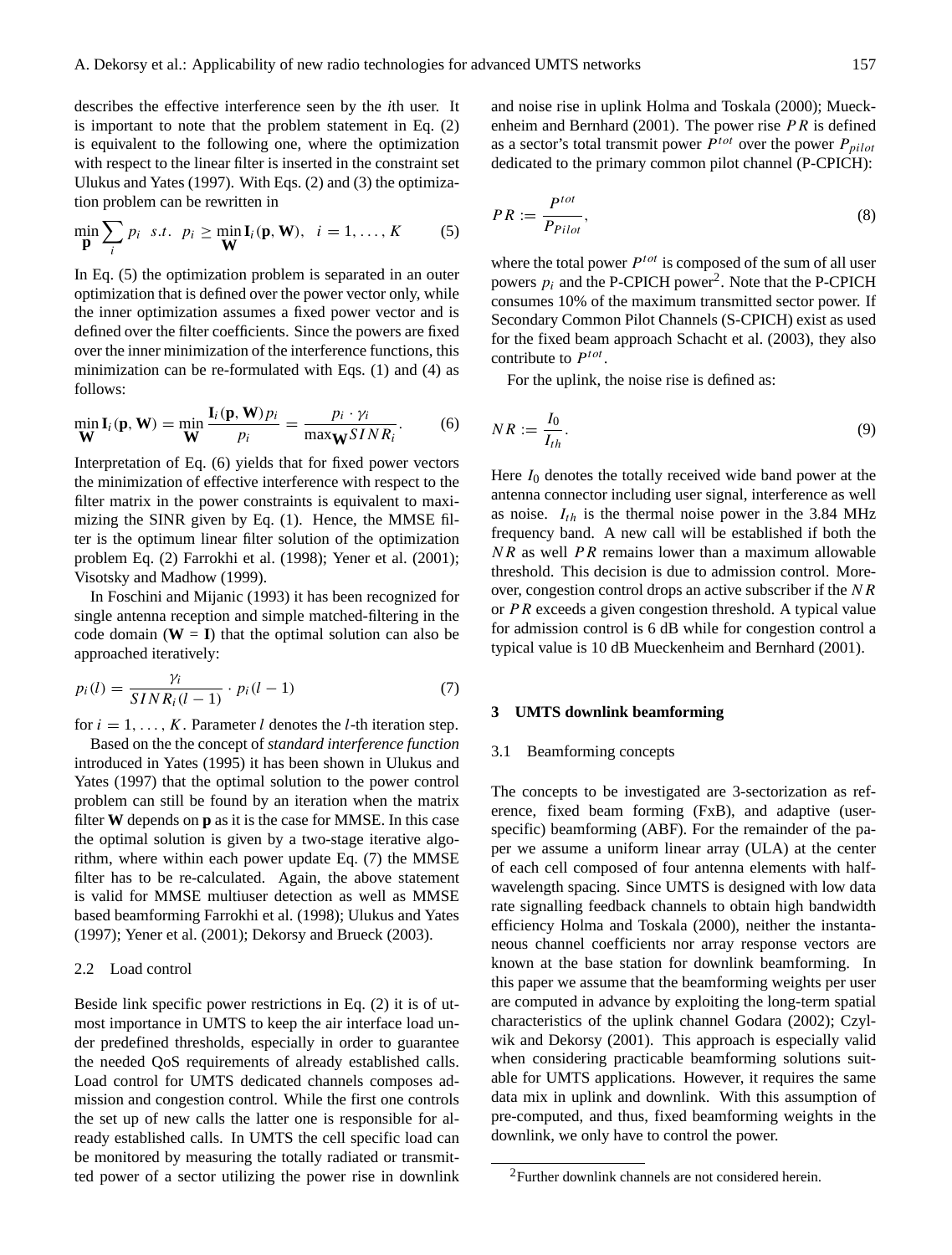describes the effective interference seen by the $i$th user. It is important to note that the problem statement in Eq. (2) is equivalent to the following one, where the optimization with respect to the linear filter is inserted in the constraint set Ulukus and Yates (1997). With Eqs. (2) and (3) the optimization problem can be rewritten in

$$\min_{\mathbf{p}} \sum_i p_i \quad s.t. \quad p_i \geq \min_{\mathbf{W}} \mathbf{I}_i(\mathbf{p}, \mathbf{W}), \quad i = 1, \ldots, K \tag{5}$$

In Eq. (5) the optimization problem is separated in an outer optimization that is defined over the power vector only, while the inner optimization assumes a fixed power vector and is defined over the filter coefficients. Since the powers are fixed over the inner minimization of the interference functions, this minimization can be re-formulated with Eqs. (1) and (4) as follows:

$$\min_{\mathbf{W}} \mathbf{I}_i(\mathbf{p}, \mathbf{W}) = \min_{\mathbf{W}} \frac{\mathbf{I}_i(\mathbf{p}, \mathbf{W}) p_i}{p_i} = \frac{p_i \cdot \gamma_i}{\max_{\mathbf{W}} SINR_i}. \tag{6}$$

Interpretation of Eq. (6) yields that for fixed power vectors the minimization of effective interference with respect to the filter matrix in the power constraints is equivalent to maximizing the SINR given by Eq. (1). Hence, the MMSE filter is the optimum linear filter solution of the optimization problem Eq. (2) Farrokhi et al. (1998); Yener et al. (2001); Visotsky and Madhow (1999).

In Foschini and Mijanic (1993) it has been recognized for single antenna reception and simple matched-filtering in the code domain ($\mathbf{W} = \mathbf{I}$) that the optimal solution can also be approached iteratively:

$$p_i(l) = \frac{\gamma_i}{SINR_i(l-1)} \cdot p_i(l-1) \tag{7}$$

for $i = 1, \ldots, K$. Parameter $l$ denotes the $l$-th iteration step.

Based on the the concept of *standard interference function* introduced in Yates (1995) it has been shown in Ulukus and Yates (1997) that the optimal solution to the power control problem can still be found by an iteration when the matrix filter $\mathbf{W}$ depends on $\mathbf{p}$ as it is the case for MMSE. In this case the optimal solution is given by a two-stage iterative algorithm, where within each power update Eq. (7) the MMSE filter has to be re-calculated. Again, the above statement is valid for MMSE multiuser detection as well as MMSE based beamforming Farrokhi et al. (1998); Ulukus and Yates (1997); Yener et al. (2001); Dekorsy and Brueck (2003).

### 2.2 Load control

Beside link specific power restrictions in Eq. (2) it is of utmost importance in UMTS to keep the air interface load under predefined thresholds, especially in order to guarantee the needed QoS requirements of already established calls. Load control for UMTS dedicated channels composes admission and congestion control. While the first one controls the set up of new calls the latter one is responsible for already established calls. In UMTS the cell specific load can be monitored by measuring the totally radiated or transmitted power of a sector utilizing the power rise in downlink and noise rise in uplink Holma and Toskala (2000); Mueckenheim and Bernhard (2001). The power rise $PR$ is defined as a sector's total transmit power $P^{tot}$ over the power $P_{pilot}$ dedicated to the primary common pilot channel (P-CPICH):

$$PR := \frac{P^{tot}}{P_{Pilot}}, \tag{8}$$

where the total power $P^{tot}$ is composed of the sum of all user powers $p_i$ and the P-CPICH power[2]. Note that the P-CPICH consumes 10% of the maximum transmitted sector power. If Secondary Common Pilot Channels (S-CPICH) exist as used for the fixed beam approach Schacht et al. (2003), they also contribute to $P^{tot}$.

For the uplink, the noise rise is defined as:

$$NR := \frac{I_0}{I_{th}}. \tag{9}$$

Here $I_0$ denotes the totally received wide band power at the antenna connector including user signal, interference as well as noise. $I_{th}$ is the thermal noise power in the 3.84 MHz frequency band. A new call will be established if both the $NR$ as well $PR$ remains lower than a maximum allowable threshold. This decision is due to admission control. Moreover, congestion control drops an active subscriber if the $NR$ or $PR$ exceeds a given congestion threshold. A typical value for admission control is 6 dB while for congestion control a typical value is 10 dB Mueckenheim and Bernhard (2001).

## 3 UMTS downlink beamforming

### 3.1 Beamforming concepts

The concepts to be investigated are 3-sectorization as reference, fixed beam forming (FxB), and adaptive (user-specific) beamforming (ABF). For the remainder of the paper we assume a uniform linear array (ULA) at the center of each cell composed of four antenna elements with half-wavelength spacing. Since UMTS is designed with low data rate signalling feedback channels to obtain high bandwidth efficiency Holma and Toskala (2000), neither the instantaneous channel coefficients nor array response vectors are known at the base station for downlink beamforming. In this paper we assume that the beamforming weights per user are computed in advance by exploiting the long-term spatial characteristics of the uplink channel Godara (2002); Czylwik and Dekorsy (2001). This approach is especially valid when considering practicable beamforming solutions suitable for UMTS applications. However, it requires the same data mix in uplink and downlink. With this assumption of pre-computed, and thus, fixed beamforming weights in the downlink, we only have to control the power.

[2] Further downlink channels are not considered herein.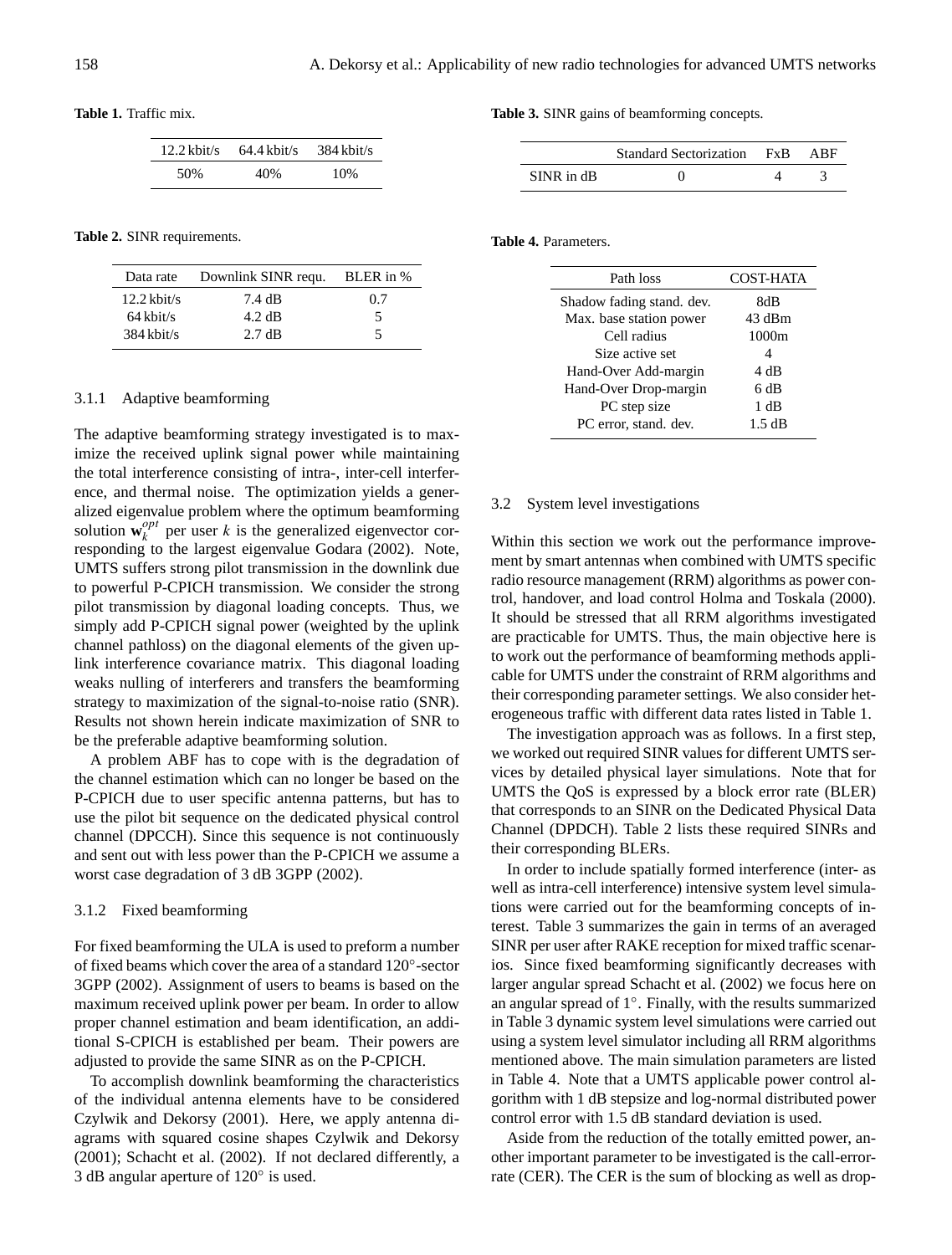**Table 1.** Traffic mix.

| 12.2 kbit/s | 64.4 kbit/s | 384 kbit/s |
|---|---|---|
| 50% | 40% | 10% |

**Table 2.** SINR requirements.

| Data rate | Downlink SINR requ. | BLER in % |
|---|---|---|
| 12.2 kbit/s | 7.4 dB | 0.7 |
| 64 kbit/s | 4.2 dB | 5 |
| 384 kbit/s | 2.7 dB | 5 |

### 3.1.1 Adaptive beamforming

The adaptive beamforming strategy investigated is to maximize the received uplink signal power while maintaining the total interference consisting of intra-, inter-cell interference, and thermal noise. The optimization yields a generalized eigenvalue problem where the optimum beamforming solution $\mathbf{w}_k^{opt}$ per user $k$ is the generalized eigenvector corresponding to the largest eigenvalue Godara (2002). Note, UMTS suffers strong pilot transmission in the downlink due to powerful P-CPICH transmission. We consider the strong pilot transmission by diagonal loading concepts. Thus, we simply add P-CPICH signal power (weighted by the uplink channel pathloss) on the diagonal elements of the given uplink interference covariance matrix. This diagonal loading weaks nulling of interferers and transfers the beamforming strategy to maximization of the signal-to-noise ratio (SNR). Results not shown herein indicate maximization of SNR to be the preferable adaptive beamforming solution.

A problem ABF has to cope with is the degradation of the channel estimation which can no longer be based on the P-CPICH due to user specific antenna patterns, but has to use the pilot bit sequence on the dedicated physical control channel (DPCCH). Since this sequence is not continuously and sent out with less power than the P-CPICH we assume a worst case degradation of 3 dB 3GPP (2002).

### 3.1.2 Fixed beamforming

For fixed beamforming the ULA is used to preform a number of fixed beams which cover the area of a standard 120°-sector 3GPP (2002). Assignment of users to beams is based on the maximum received uplink power per beam. In order to allow proper channel estimation and beam identification, an additional S-CPICH is established per beam. Their powers are adjusted to provide the same SINR as on the P-CPICH.

To accomplish downlink beamforming the characteristics of the individual antenna elements have to be considered Czylwik and Dekorsy (2001). Here, we apply antenna diagrams with squared cosine shapes Czylwik and Dekorsy (2001); Schacht et al. (2002). If not declared differently, a 3 dB angular aperture of 120° is used.

**Table 3.** SINR gains of beamforming concepts.

| | Standard Sectorization | FxB | ABF |
|---|---|---|---|
| SINR in dB | 0 | 4 | 3 |

**Table 4.** Parameters.

| Path loss | COST-HATA |
|---|---|
| Shadow fading stand. dev. | 8dB |
| Max. base station power | 43 dBm |
| Cell radius | 1000m |
| Size active set | 4 |
| Hand-Over Add-margin | 4 dB |
| Hand-Over Drop-margin | 6 dB |
| PC step size | 1 dB |
| PC error, stand. dev. | 1.5 dB |

## 3.2 System level investigations

Within this section we work out the performance improvement by smart antennas when combined with UMTS specific radio resource management (RRM) algorithms as power control, handover, and load control Holma and Toskala (2000). It should be stressed that all RRM algorithms investigated are practicable for UMTS. Thus, the main objective here is to work out the performance of beamforming methods applicable for UMTS under the constraint of RRM algorithms and their corresponding parameter settings. We also consider heterogeneous traffic with different data rates listed in Table 1.

The investigation approach was as follows. In a first step, we worked out required SINR values for different UMTS services by detailed physical layer simulations. Note that for UMTS the QoS is expressed by a block error rate (BLER) that corresponds to an SINR on the Dedicated Physical Data Channel (DPDCH). Table 2 lists these required SINRs and their corresponding BLERs.

In order to include spatially formed interference (inter- as well as intra-cell interference) intensive system level simulations were carried out for the beamforming concepts of interest. Table 3 summarizes the gain in terms of an averaged SINR per user after RAKE reception for mixed traffic scenarios. Since fixed beamforming significantly decreases with larger angular spread Schacht et al. (2002) we focus here on an angular spread of 1°. Finally, with the results summarized in Table 3 dynamic system level simulations were carried out using a system level simulator including all RRM algorithms mentioned above. The main simulation parameters are listed in Table 4. Note that a UMTS applicable power control algorithm with 1 dB stepsize and log-normal distributed power control error with 1.5 dB standard deviation is used.

Aside from the reduction of the totally emitted power, another important parameter to be investigated is the call-error-rate (CER). The CER is the sum of blocking as well as drop-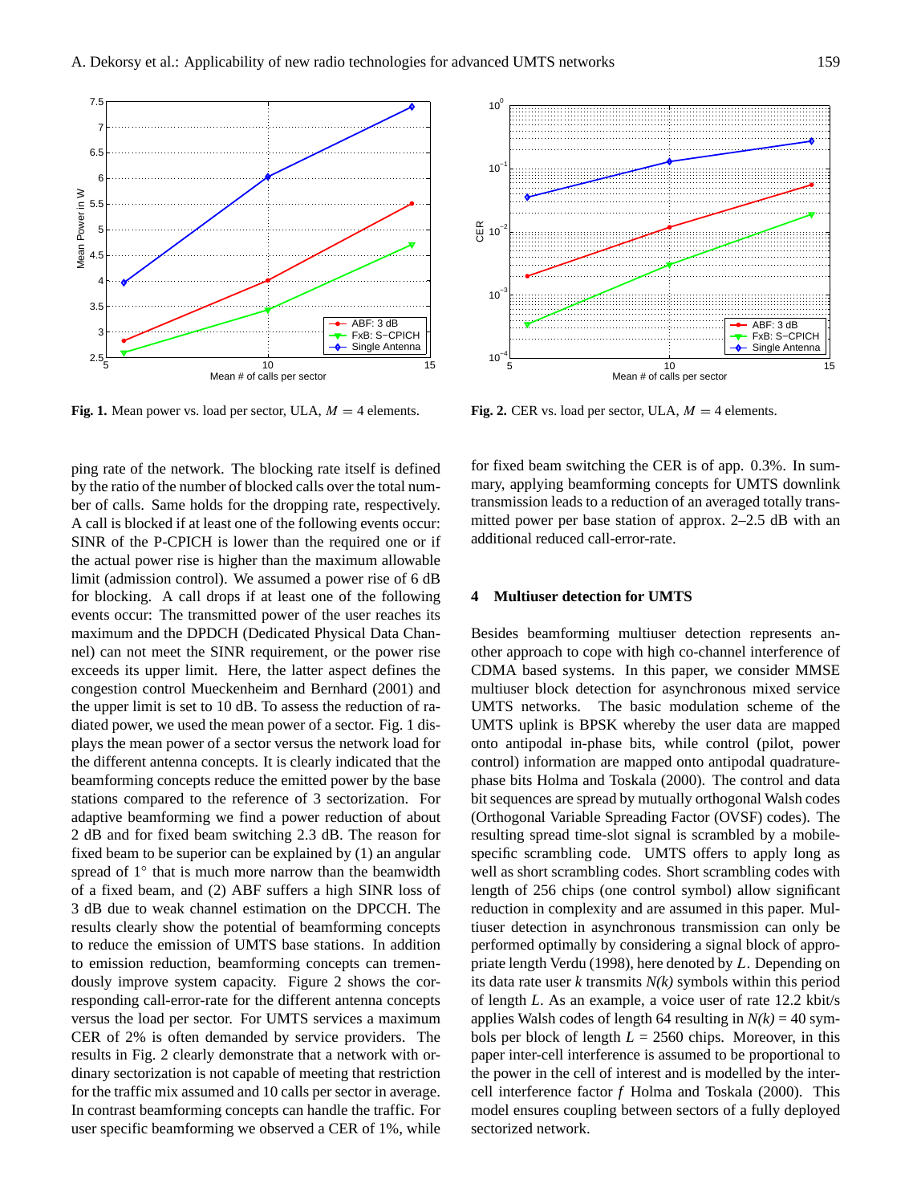**Fig. 1.** Mean power vs. load per sector, ULA, $M = 4$ elements.

**Fig. 2.** CER vs. load per sector, ULA, $M = 4$ elements.

ping rate of the network. The blocking rate itself is defined by the ratio of the number of blocked calls over the total number of calls. Same holds for the dropping rate, respectively. A call is blocked if at least one of the following events occur: SINR of the P-CPICH is lower than the required one or if the actual power rise is higher than the maximum allowable limit (admission control). We assumed a power rise of 6 dB for blocking. A call drops if at least one of the following events occur: The transmitted power of the user reaches its maximum and the DPDCH (Dedicated Physical Data Channel) can not meet the SINR requirement, or the power rise exceeds its upper limit. Here, the latter aspect defines the congestion control Mueckenheim and Bernhard (2001) and the upper limit is set to 10 dB. To assess the reduction of radiated power, we used the mean power of a sector. Fig. 1 displays the mean power of a sector versus the network load for the different antenna concepts. It is clearly indicated that the beamforming concepts reduce the emitted power by the base stations compared to the reference of 3 sectorization. For adaptive beamforming we find a power reduction of about 2 dB and for fixed beam switching 2.3 dB. The reason for fixed beam to be superior can be explained by (1) an angular spread of 1° that is much more narrow than the beamwidth of a fixed beam, and (2) ABF suffers a high SINR loss of 3 dB due to weak channel estimation on the DPCCH. The results clearly show the potential of beamforming concepts to reduce the emission of UMTS base stations. In addition to emission reduction, beamforming concepts can tremendously improve system capacity. Figure 2 shows the corresponding call-error-rate for the different antenna concepts versus the load per sector. For UMTS services a maximum CER of 2% is often demanded by service providers. The results in Fig. 2 clearly demonstrate that a network with ordinary sectorization is not capable of meeting that restriction for the traffic mix assumed and 10 calls per sector in average. In contrast beamforming concepts can handle the traffic. For user specific beamforming we observed a CER of 1%, while for fixed beam switching the CER is of app. 0.3%. In summary, applying beamforming concepts for UMTS downlink transmission leads to a reduction of an averaged totally transmitted power per base station of approx. 2–2.5 dB with an additional reduced call-error-rate.

## 4 Multiuser detection for UMTS

Besides beamforming multiuser detection represents another approach to cope with high co-channel interference of CDMA based systems. In this paper, we consider MMSE multiuser block detection for asynchronous mixed service UMTS networks. The basic modulation scheme of the UMTS uplink is BPSK whereby the user data are mapped onto antipodal in-phase bits, while control (pilot, power control) information are mapped onto antipodal quadrature-phase bits Holma and Toskala (2000). The control and data bit sequences are spread by mutually orthogonal Walsh codes (Orthogonal Variable Spreading Factor (OVSF) codes). The resulting spread time-slot signal is scrambled by a mobile-specific scrambling code. UMTS offers to apply long as well as short scrambling codes. Short scrambling codes with length of 256 chips (one control symbol) allow significant reduction in complexity and are assumed in this paper. Multiuser detection in asynchronous transmission can only be performed optimally by considering a signal block of appropriate length Verdu (1998), here denoted by $L$. Depending on its data rate user $k$ transmits $N(k)$ symbols within this period of length $L$. As an example, a voice user of rate 12.2 kbit/s applies Walsh codes of length 64 resulting in $N(k) = 40$ symbols per block of length $L = 2560$ chips. Moreover, in this paper inter-cell interference is assumed to be proportional to the power in the cell of interest and is modelled by the inter-cell interference factor $f$ Holma and Toskala (2000). This model ensures coupling between sectors of a fully deployed sectorized network.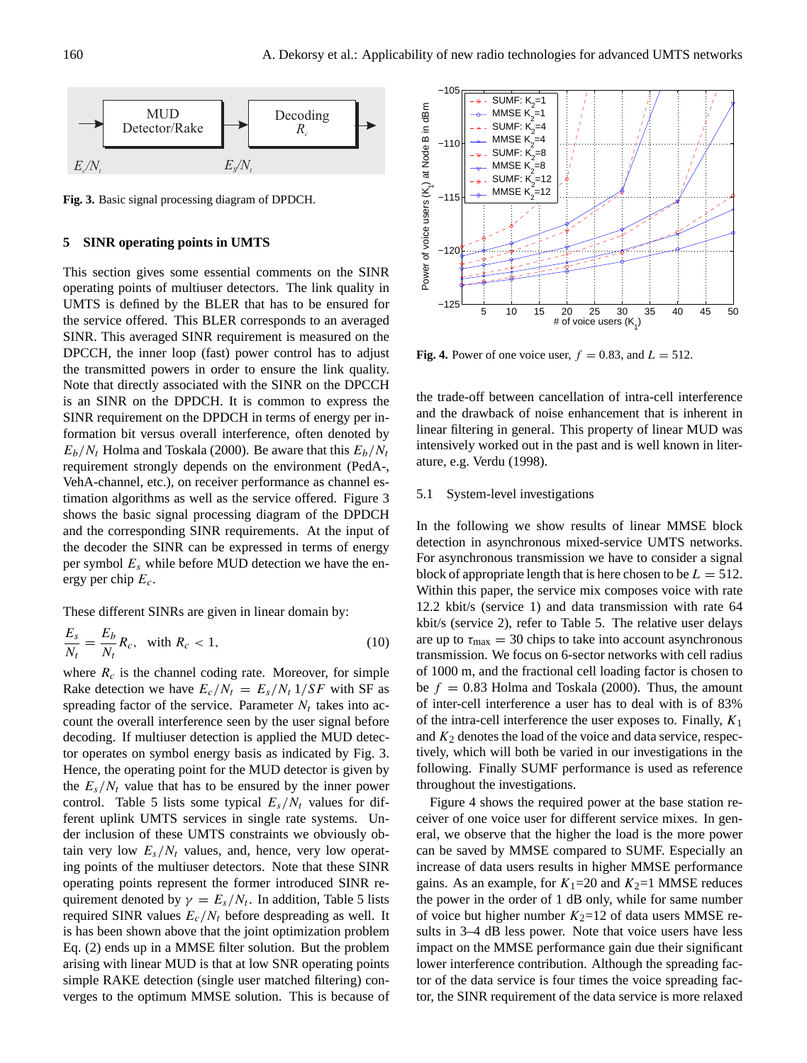Fig. 3. Basic signal processing diagram of DPDCH.

## 5 SINR operating points in UMTS

This section gives some essential comments on the SINR operating points of multiuser detectors. The link quality in UMTS is defined by the BLER that has to be ensured for the service offered. This BLER corresponds to an averaged SINR. This averaged SINR requirement is measured on the DPCCH, the inner loop (fast) power control has to adjust the transmitted powers in order to ensure the link quality. Note that directly associated with the SINR on the DPCCH is an SINR on the DPDCH. It is common to express the SINR requirement on the DPDCH in terms of energy per information bit versus overall interference, often denoted by $E_b/N_t$ Holma and Toskala (2000). Be aware that this $E_b/N_t$ requirement strongly depends on the environment (PedA-, VehA-channel, etc.), on receiver performance as channel estimation algorithms as well as the service offered. Figure 3 shows the basic signal processing diagram of the DPDCH and the corresponding SINR requirements. At the input of the decoder the SINR can be expressed in terms of energy per symbol $E_s$ while before MUD detection we have the energy per chip $E_c$.

These different SINRs are given in linear domain by:

$$\frac{E_s}{N_t} = \frac{E_b}{N_t} R_c, \quad \text{with } R_c < 1, \tag{10}$$

where $R_c$ is the channel coding rate. Moreover, for simple Rake detection we have $E_c/N_t = E_s/N_t \, 1/SF$ with SF as spreading factor of the service. Parameter $N_t$ takes into account the overall interference seen by the user signal before decoding. If multiuser detection is applied the MUD detector operates on symbol energy basis as indicated by Fig. 3. Hence, the operating point for the MUD detector is given by the $E_s/N_t$ value that has to be ensured by the inner power control. Table 5 lists some typical $E_s/N_t$ values for different uplink UMTS services in single rate systems. Under inclusion of these UMTS constraints we obviously obtain very low $E_s/N_t$ values, and, hence, very low operating points of the multiuser detectors. Note that these SINR operating points represent the former introduced SINR requirement denoted by $\gamma = E_s/N_t$. In addition, Table 5 lists required SINR values $E_c/N_t$ before despreading as well. It is has been shown above that the joint optimization problem Eq. (2) ends up in a MMSE filter solution. But the problem arising with linear MUD is that at low SNR operating points simple RAKE detection (single user matched filtering) converges to the optimum MMSE solution. This is because of the trade-off between cancellation of intra-cell interference and the drawback of noise enhancement that is inherent in linear filtering in general. This property of linear MUD was intensively worked out in the past and is well known in literature, e.g. Verdu (1998).

Fig. 4. Power of one voice user, $f = 0.83$, and $L = 512$.

### 5.1 System-level investigations

In the following we show results of linear MMSE block detection in asynchronous mixed-service UMTS networks. For asynchronous transmission we have to consider a signal block of appropriate length that is here chosen to be $L = 512$. Within this paper, the service mix composes voice with rate 12.2 kbit/s (service 1) and data transmission with rate 64 kbit/s (service 2), refer to Table 5. The relative user delays are up to $\tau_{\max} = 30$ chips to take into account asynchronous transmission. We focus on 6-sector networks with cell radius of 1000 m, and the fractional cell loading factor is chosen to be $f = 0.83$ Holma and Toskala (2000). Thus, the amount of inter-cell interference a user has to deal with is of 83% of the intra-cell interference the user exposes to. Finally, $K_1$ and $K_2$ denotes the load of the voice and data service, respectively, which will both be varied in our investigations in the following. Finally SUMF performance is used as reference throughout the investigations.

Figure 4 shows the required power at the base station receiver of one voice user for different service mixes. In general, we observe that the higher the load is the more power can be saved by MMSE compared to SUMF. Especially an increase of data users results in higher MMSE performance gains. As an example, for $K_1$=20 and $K_2$=1 MMSE reduces the power in the order of 1 dB only, while for same number of voice but higher number $K_2$=12 of data users MMSE results in 3–4 dB less power. Note that voice users have less impact on the MMSE performance gain due their significant lower interference contribution. Although the spreading factor of the data service is four times the voice spreading factor, the SINR requirement of the data service is more relaxed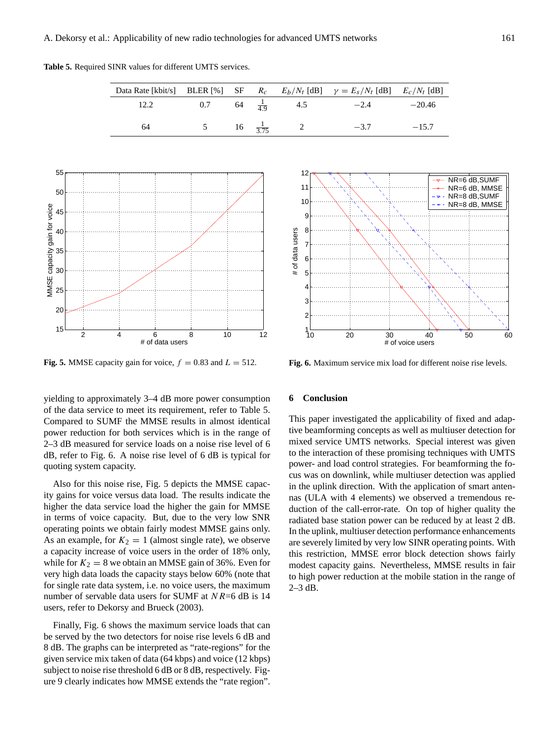**Table 5.** Required SINR values for different UMTS services.

| Data Rate [kbit/s] | BLER [%] | SF | $R_c$ | $E_b/N_t$ [dB] | $\gamma = E_s/N_t$ [dB] | $E_c/N_t$ [dB] |
|---|---|---|---|---|---|---|
| 12.2 | 0.7 | 64 | $\frac{1}{4.9}$ | 4.5 | $-2.4$ | $-20.46$ |
| 64 | 5 | 16 | $\frac{1}{3.75}$ | 2 | $-3.7$ | $-15.7$ |

**Fig. 5.** MMSE capacity gain for voice, $f = 0.83$ and $L = 512$.

**Fig. 6.** Maximum service mix load for different noise rise levels.

yielding to approximately 3–4 dB more power consumption of the data service to meet its requirement, refer to Table 5. Compared to SUMF the MMSE results in almost identical power reduction for both services which is in the range of 2–3 dB measured for service loads on a noise rise level of 6 dB, refer to Fig. 6. A noise rise level of 6 dB is typical for quoting system capacity.

Also for this noise rise, Fig. 5 depicts the MMSE capacity gains for voice versus data load. The results indicate the higher the data service load the higher the gain for MMSE in terms of voice capacity. But, due to the very low SNR operating points we obtain fairly modest MMSE gains only. As an example, for $K_2 = 1$ (almost single rate), we observe a capacity increase of voice users in the order of 18% only, while for $K_2 = 8$ we obtain an MMSE gain of 36%. Even for very high data loads the capacity stays below 60% (note that for single rate data system, i.e. no voice users, the maximum number of servable data users for SUMF at $NR$=6 dB is 14 users, refer to Dekorsy and Brueck (2003).

Finally, Fig. 6 shows the maximum service loads that can be served by the two detectors for noise rise levels 6 dB and 8 dB. The graphs can be interpreted as "rate-regions" for the given service mix taken of data (64 kbps) and voice (12 kbps) subject to noise rise threshold 6 dB or 8 dB, respectively. Figure 9 clearly indicates how MMSE extends the "rate region".

## 6 Conclusion

This paper investigated the applicability of fixed and adaptive beamforming concepts as well as multiuser detection for mixed service UMTS networks. Special interest was given to the interaction of these promising techniques with UMTS power- and load control strategies. For beamforming the focus was on downlink, while multiuser detection was applied in the uplink direction. With the application of smart antennas (ULA with 4 elements) we observed a tremendous reduction of the call-error-rate. On top of higher quality the radiated base station power can be reduced by at least 2 dB. In the uplink, multiuser detection performance enhancements are severely limited by very low SINR operating points. With this restriction, MMSE error block detection shows fairly modest capacity gains. Nevertheless, MMSE results in fair to high power reduction at the mobile station in the range of 2–3 dB.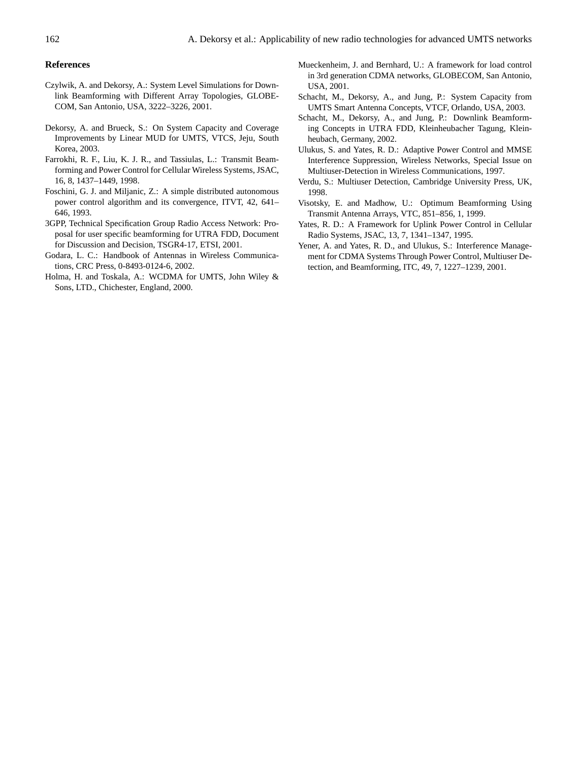## References

Czylwik, A. and Dekorsy, A.: System Level Simulations for Downlink Beamforming with Different Array Topologies, GLOBECOM, San Antonio, USA, 3222–3226, 2001.

Dekorsy, A. and Brueck, S.: On System Capacity and Coverage Improvements by Linear MUD for UMTS, VTCS, Jeju, South Korea, 2003.

Farrokhi, R. F., Liu, K. J. R., and Tassiulas, L.: Transmit Beamforming and Power Control for Cellular Wireless Systems, JSAC, 16, 8, 1437–1449, 1998.

Foschini, G. J. and Miljanic, Z.: A simple distributed autonomous power control algorithm and its convergence, ITVT, 42, 641–646, 1993.

3GPP, Technical Specification Group Radio Access Network: Proposal for user specific beamforming for UTRA FDD, Document for Discussion and Decision, TSGR4-17, ETSI, 2001.

Godara, L. C.: Handbook of Antennas in Wireless Communications, CRC Press, 0-8493-0124-6, 2002.

Holma, H. and Toskala, A.: WCDMA for UMTS, John Wiley & Sons, LTD., Chichester, England, 2000.

Mueckenheim, J. and Bernhard, U.: A framework for load control in 3rd generation CDMA networks, GLOBECOM, San Antonio, USA, 2001.

Schacht, M., Dekorsy, A., and Jung, P.: System Capacity from UMTS Smart Antenna Concepts, VTCF, Orlando, USA, 2003.

Schacht, M., Dekorsy, A., and Jung, P.: Downlink Beamforming Concepts in UTRA FDD, Kleinheubacher Tagung, Kleinheubach, Germany, 2002.

Ulukus, S. and Yates, R. D.: Adaptive Power Control and MMSE Interference Suppression, Wireless Networks, Special Issue on Multiuser-Detection in Wireless Communications, 1997.

Verdu, S.: Multiuser Detection, Cambridge University Press, UK, 1998.

Visotsky, E. and Madhow, U.: Optimum Beamforming Using Transmit Antenna Arrays, VTC, 851–856, 1, 1999.

Yates, R. D.: A Framework for Uplink Power Control in Cellular Radio Systems, JSAC, 13, 7, 1341–1347, 1995.

Yener, A. and Yates, R. D., and Ulukus, S.: Interference Management for CDMA Systems Through Power Control, Multiuser Detection, and Beamforming, ITC, 49, 7, 1227–1239, 2001.